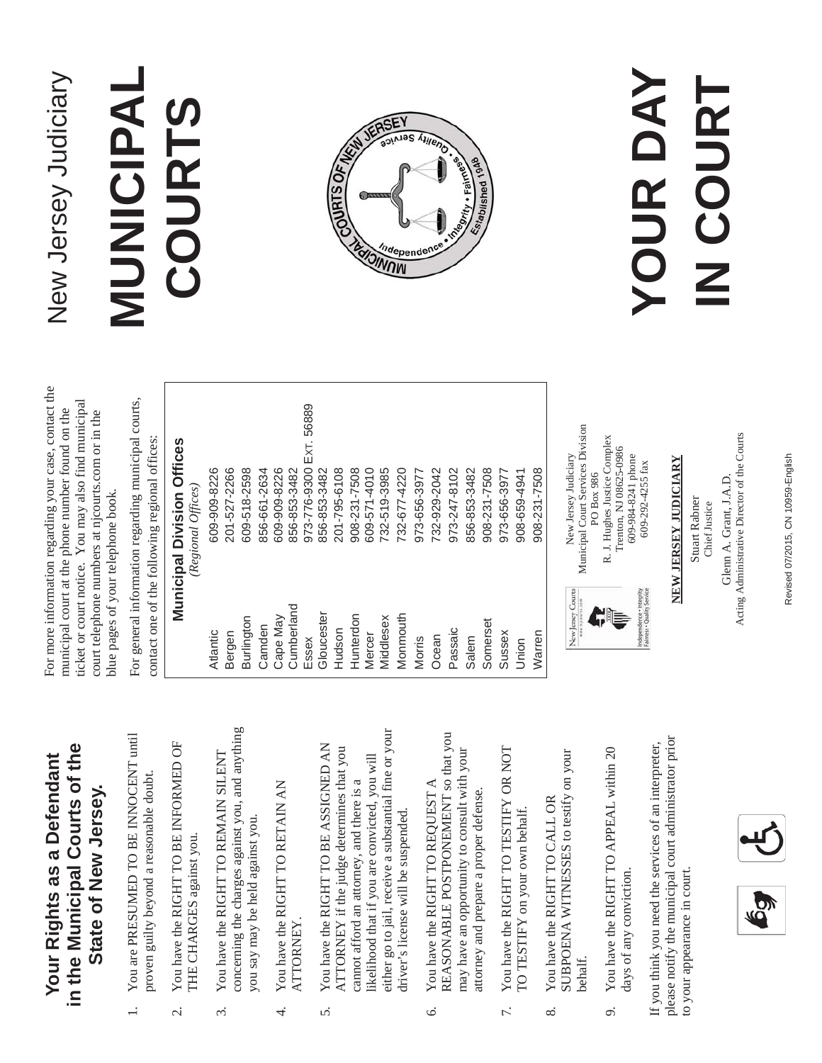# Your Rights as a Defendant in the Municipal Courts of the State of New Jersey.

1. You are PRESUMED TO BE INNOCENT until proven guilty beyond a reasonable doubt.
2. You have the RIGHT TO BE INFORMED OF THE CHARGES against you.
3. You have the RIGHT TO REMAIN SILENT concerning the charges against you, and anything you say may be held against you.
4. You have the RIGHT TO RETAIN AN ATTORNEY.
5. You have the RIGHT TO BE ASSIGNED AN ATTORNEY if the judge determines that you cannot afford an attorney, and there is a likelihood that if you are convicted, you will either go to jail, receive a substantial fine or your driver's license will be suspended.
6. You have the RIGHT TO REQUEST A REASONABLE POSTPONEMENT so that you may have an opportunity to consult with your attorney and prepare a proper defense.
7. You have the RIGHT TO TESTIFY OR NOT TO TESTIFY on your own behalf.
8. You have the RIGHT TO CALL OR SUBPOENA WITNESSES to testify on your behalf.
9. You have the RIGHT TO APPEAL within 20 days of any conviction.

If you think you need the services of an interpreter, please notify the municipal court administrator prior to your appearance in court.

For more information regarding your case, contact the municipal court at the phone number found on the ticket or court notice. You may also find municipal court telephone numbers at njcourts.com or in the blue pages of your telephone book.

For general information regarding municipal courts, contact one of the following regional offices:

## Municipal Division Offices

*(Regional Offices)*

| County | Phone |
|---|---|
| Atlantic | 609-909-8226 |
| Bergen | 201-527-2266 |
| Burlington | 609-518-2598 |
| Camden | 856-661-2634 |
| Cape May | 609-909-8226 |
| Cumberland | 856-853-3482 |
| Essex | 973-776-9300 Ext. 56889 |
| Gloucester | 856-853-3482 |
| Hudson | 201-795-6108 |
| Hunterdon | 908-231-7508 |
| Mercer | 609-571-4010 |
| Middlesex | 732-519-3985 |
| Monmouth | 732-677-4220 |
| Morris | 973-656-3977 |
| Ocean | 732-929-2042 |
| Passaic | 973-247-8102 |
| Salem | 856-853-3482 |
| Somerset | 908-231-7508 |
| Sussex | 973-656-3977 |
| Union | 908-659-4941 |
| Warren | 908-231-7508 |

New Jersey Judiciary
Municipal Court Services Division
PO Box 986
R. J. Hughes Justice Complex
Trenton, NJ 08625-0986
609-984-8241 phone
609-292-4255 fax

**NEW JERSEY JUDICIARY**

Stuart Rabner
Chief Justice

Glenn A. Grant, J.A.D.
Acting Administrative Director of the Courts

Revised 07/2015, CN 10959-English

New Jersey Judiciary

# MUNICIPAL COURTS

# YOUR DAY IN COURT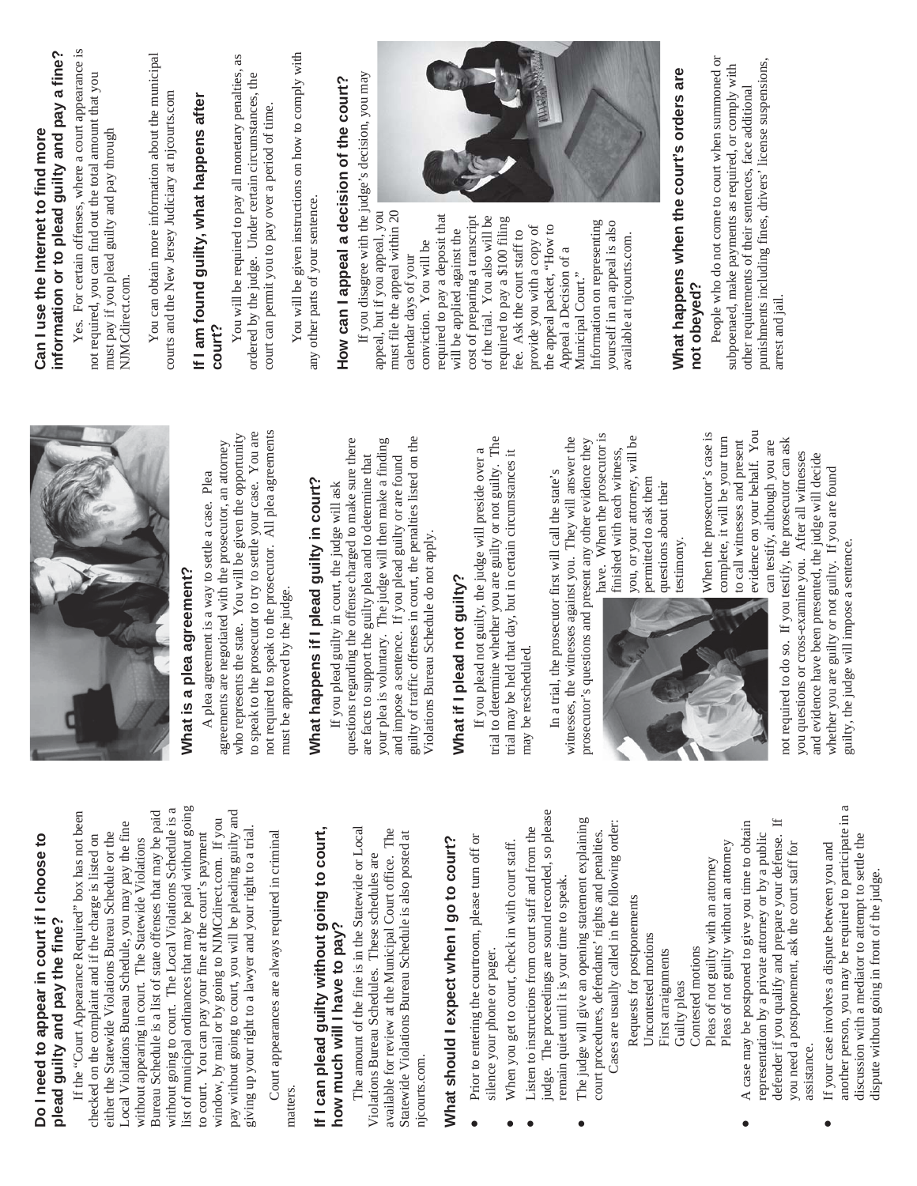## Do I need to appear in court if I choose to plead guilty and pay the fine?

If the "Court Appearance Required" box has not been checked on the complaint and if the charge is listed on either the Statewide Violations Bureau Schedule or the Local Violations Bureau Schedule, you may pay the fine without appearing in court. The Statewide Violations Bureau Schedule is a list of state offenses that may be paid without going to court. The Local Violations Schedule is a list of municipal ordinances that may be paid without going to court. You can pay your fine at the court's payment window, by mail or by going to NJMCdirect.com. If you pay without going to court, you will be pleading guilty and giving up your right to a lawyer and your right to a trial.

Court appearances are always required in criminal matters.

## If I can plead guilty without going to court, how much will I have to pay?

The amount of the fine is in the Statewide or Local Violations Bureau Schedules. These schedules are available for review at the Municipal Court office. The Statewide Violations Bureau Schedule is also posted at njcourts.com.

## What should I expect when I go to court?

- Prior to entering the courtroom, please turn off or silence your phone or pager.
- When you get to court, check in with court staff.
- Listen to instructions from court staff and from the judge. The proceedings are sound recorded, so please remain quiet until it is your time to speak.
- The judge will give an opening statement explaining court procedures, defendants' rights and penalties. Cases are usually called in the following order:
  - Requests for postponements
  - Uncontested motions
  - First arraignments
  - Guilty pleas
  - Contested motions
  - Pleas of not guilty with an attorney
  - Pleas of not guilty without an attorney
- A case may be postponed to give you time to obtain representation by a private attorney or by a public defender if you qualify and prepare your defense. If you need a postponement, ask the court staff for assistance.
- If your case involves a dispute between you and another person, you may be required to participate in a discussion with a mediator to attempt to settle the dispute without going in front of the judge.

## What is a plea agreement?

A plea agreement is a way to settle a case. Plea agreements are negotiated with the prosecutor, an attorney who represents the state. You will be given the opportunity to speak to the prosecutor to try to settle your case. You are not required to speak to the prosecutor. All plea agreements must be approved by the judge.

## What happens if I plead guilty in court?

If you plead guilty in court, the judge will ask questions regarding the offense charged to make sure there are facts to support the guilty plea and to determine that your plea is voluntary. The judge will then make a finding and impose a sentence. If you plead guilty or are found guilty of traffic offenses in court, the penalties listed on the Violations Bureau Schedule do not apply.

## What if I plead not guilty?

If you plead not guilty, the judge will preside over a trial to determine whether you are guilty or not guilty. The trial may be held that day, but in certain circumstances it may be rescheduled.

In a trial, the prosecutor first will call the state's witnesses, the witnesses against you. They will answer the prosecutor's questions and present any other evidence they have. When the prosecutor is finished with each witness, you, or your attorney, will be permitted to ask them questions about their testimony.

When the prosecutor's case is complete, it will be your turn to call witnesses and present evidence on your behalf. You can testify, although you are not required to do so. If you testify, the prosecutor can ask you questions or cross-examine you. After all witnesses and evidence have been presented, the judge will decide whether you are guilty or not guilty. If you are found guilty, the judge will impose a sentence.

## Can I use the Internet to find more information or to plead guilty and pay a fine?

Yes. For certain offenses, where a court appearance is not required, you can find out the total amount that you must pay if you plead guilty and pay through NJMCdirect.com.

You can obtain more information about the municipal courts and the New Jersey Judiciary at njcourts.com

## If I am found guilty, what happens after court?

You will be required to pay all monetary penalties, as ordered by the judge. Under certain circumstances, the court can permit you to pay over a period of time.

You will be given instructions on how to comply with any other parts of your sentence.

## How can I appeal a decision of the court?

If you disagree with the judge's decision, you may appeal, but if you appeal, you must file the appeal within 20 calendar days of your conviction. You will be required to pay a deposit that will be applied against the cost of preparing a transcript of the trial. You also will be required to pay a $100 filing fee. Ask the court staff to provide you with a copy of the appeal packet, "How to Appeal a Decision of a Municipal Court." Information on representing yourself in an appeal is also available at njcourts.com.

## What happens when the court's orders are not obeyed?

People who do not come to court when summoned or subpoenaed, make payments as required, or comply with other requirements of their sentences, face additional punishments including fines, drivers' license suspensions, arrest and jail.